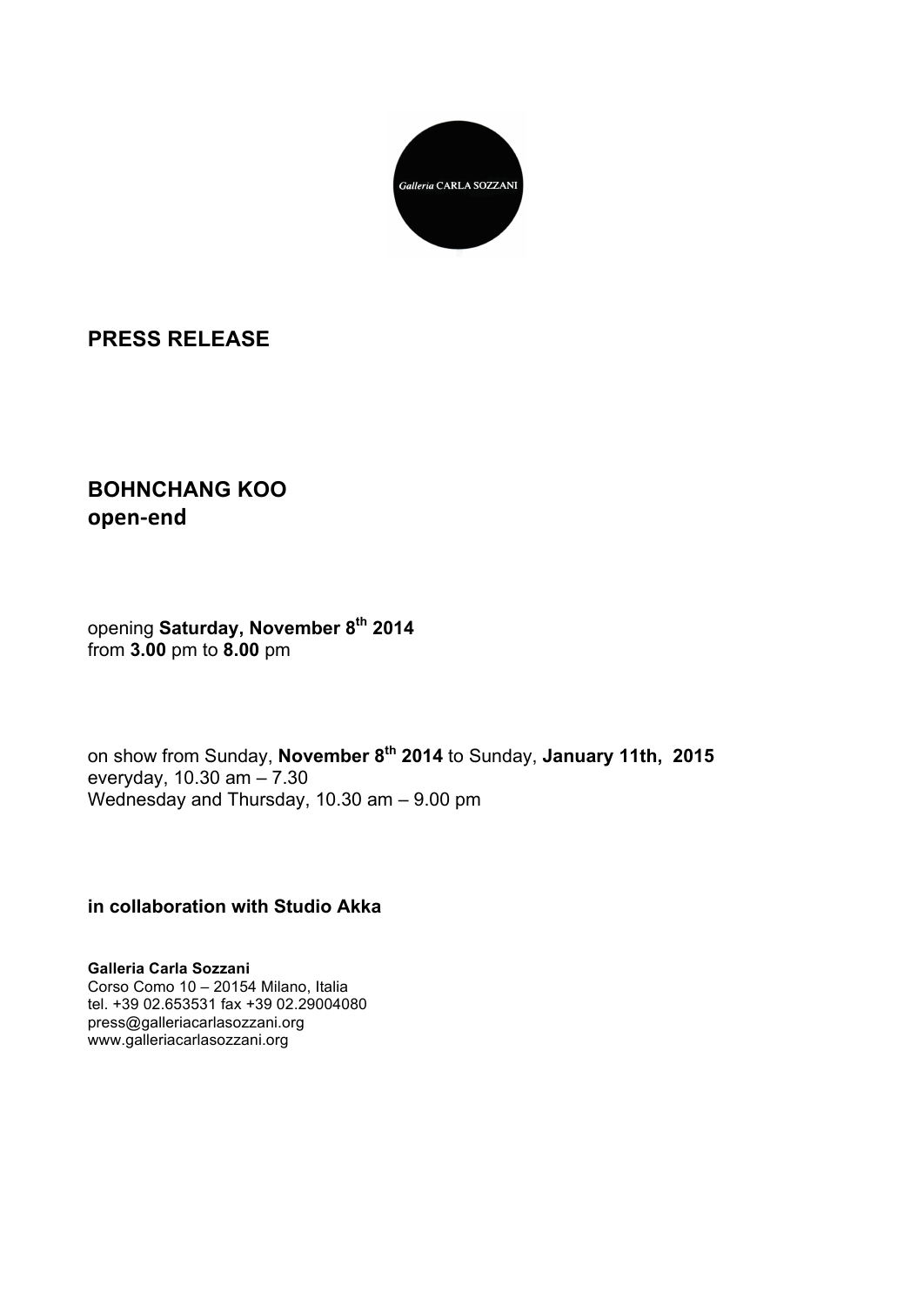Galleria CARLA SOZZANI

# PRESS RELEASE

## BOHNCHANG KOO
## open-end

opening **Saturday, November 8th 2014**
from **3.00** pm to **8.00** pm

on show from Sunday, **November 8th 2014** to Sunday, **January 11th, 2015**
everyday, 10.30 am – 7.30
Wednesday and Thursday, 10.30 am – 9.00 pm

**in collaboration with Studio Akka**

**Galleria Carla Sozzani**
Corso Como 10 – 20154 Milano, Italia
tel. +39 02.653531 fax +39 02.29004080
press@galleriacarlasozzani.org
www.galleriacarlasozzani.org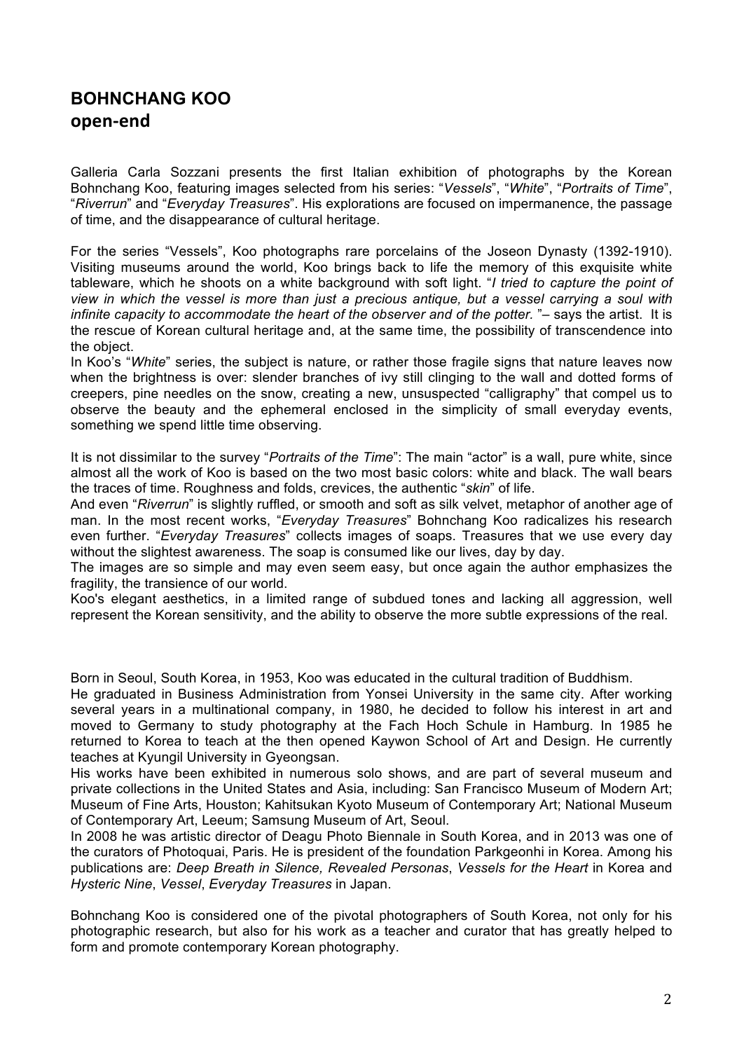# BOHNCHANG KOO
## open-end

Galleria Carla Sozzani presents the first Italian exhibition of photographs by the Korean Bohnchang Koo, featuring images selected from his series: “*Vessels*”, “*White*”, “*Portraits of Time*”, “*Riverrun*” and “*Everyday Treasures*”. His explorations are focused on impermanence, the passage of time, and the disappearance of cultural heritage.

For the series “Vessels”, Koo photographs rare porcelains of the Joseon Dynasty (1392-1910). Visiting museums around the world, Koo brings back to life the memory of this exquisite white tableware, which he shoots on a white background with soft light. “*I tried to capture the point of view in which the vessel is more than just a precious antique, but a vessel carrying a soul with infinite capacity to accommodate the heart of the observer and of the potter.* ”– says the artist. It is the rescue of Korean cultural heritage and, at the same time, the possibility of transcendence into the object.

In Koo’s “*White*” series, the subject is nature, or rather those fragile signs that nature leaves now when the brightness is over: slender branches of ivy still clinging to the wall and dotted forms of creepers, pine needles on the snow, creating a new, unsuspected “calligraphy” that compel us to observe the beauty and the ephemeral enclosed in the simplicity of small everyday events, something we spend little time observing.

It is not dissimilar to the survey “*Portraits of the Time*”: The main “actor” is a wall, pure white, since almost all the work of Koo is based on the two most basic colors: white and black. The wall bears the traces of time. Roughness and folds, crevices, the authentic “*skin*” of life.

And even “*Riverrun*” is slightly ruffled, or smooth and soft as silk velvet, metaphor of another age of man. In the most recent works, “*Everyday Treasures*” Bohnchang Koo radicalizes his research even further. “*Everyday Treasures*” collects images of soaps. Treasures that we use every day without the slightest awareness. The soap is consumed like our lives, day by day.

The images are so simple and may even seem easy, but once again the author emphasizes the fragility, the transience of our world.

Koo's elegant aesthetics, in a limited range of subdued tones and lacking all aggression, well represent the Korean sensitivity, and the ability to observe the more subtle expressions of the real.

Born in Seoul, South Korea, in 1953, Koo was educated in the cultural tradition of Buddhism.

He graduated in Business Administration from Yonsei University in the same city. After working several years in a multinational company, in 1980, he decided to follow his interest in art and moved to Germany to study photography at the Fach Hoch Schule in Hamburg. In 1985 he returned to Korea to teach at the then opened Kaywon School of Art and Design. He currently teaches at Kyungil University in Gyeongsan.

His works have been exhibited in numerous solo shows, and are part of several museum and private collections in the United States and Asia, including: San Francisco Museum of Modern Art; Museum of Fine Arts, Houston; Kahitsukan Kyoto Museum of Contemporary Art; National Museum of Contemporary Art, Leeum; Samsung Museum of Art, Seoul.

In 2008 he was artistic director of Deagu Photo Biennale in South Korea, and in 2013 was one of the curators of Photoquai, Paris. He is president of the foundation Parkgeonhi in Korea. Among his publications are: *Deep Breath in Silence, Revealed Personas*, *Vessels for the Heart* in Korea and *Hysteric Nine*, *Vessel*, *Everyday Treasures* in Japan.

Bohnchang Koo is considered one of the pivotal photographers of South Korea, not only for his photographic research, but also for his work as a teacher and curator that has greatly helped to form and promote contemporary Korean photography.